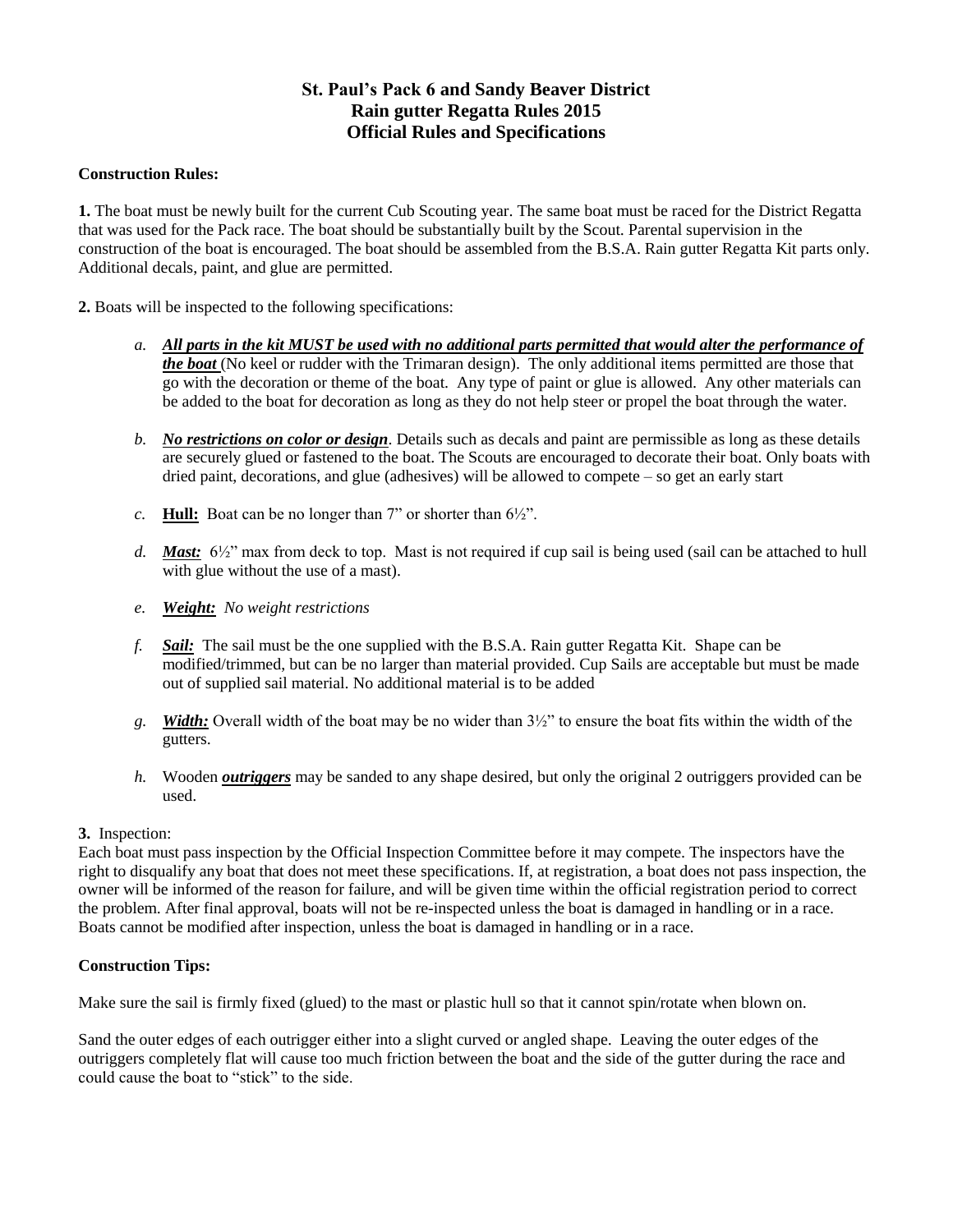# St. Paul's Pack 6 and Sandy Beaver District
# Rain gutter Regatta Rules 2015
# Official Rules and Specifications

**Construction Rules:**

**1.** The boat must be newly built for the current Cub Scouting year. The same boat must be raced for the District Regatta that was used for the Pack race. The boat should be substantially built by the Scout. Parental supervision in the construction of the boat is encouraged. The boat should be assembled from the B.S.A. Rain gutter Regatta Kit parts only. Additional decals, paint, and glue are permitted.

**2.** Boats will be inspected to the following specifications:

*a.* ***All parts in the kit MUST be used with no additional parts permitted that would alter the performance of the boat*** (No keel or rudder with the Trimaran design). The only additional items permitted are those that go with the decoration or theme of the boat. Any type of paint or glue is allowed. Any other materials can be added to the boat for decoration as long as they do not help steer or propel the boat through the water.

*b.* ***No restrictions on color or design***. Details such as decals and paint are permissible as long as these details are securely glued or fastened to the boat. The Scouts are encouraged to decorate their boat. Only boats with dried paint, decorations, and glue (adhesives) will be allowed to compete – so get an early start

*c.* **Hull:** Boat can be no longer than 7" or shorter than 6½".

*d.* ***Mast:*** 6½" max from deck to top. Mast is not required if cup sail is being used (sail can be attached to hull with glue without the use of a mast).

*e.* ***Weight:*** *No weight restrictions*

*f.* ***Sail:*** The sail must be the one supplied with the B.S.A. Rain gutter Regatta Kit. Shape can be modified/trimmed, but can be no larger than material provided. Cup Sails are acceptable but must be made out of supplied sail material. No additional material is to be added

*g.* ***Width:*** Overall width of the boat may be no wider than 3½" to ensure the boat fits within the width of the gutters.

*h.* Wooden ***outriggers*** may be sanded to any shape desired, but only the original 2 outriggers provided can be used.

**3.** Inspection:
Each boat must pass inspection by the Official Inspection Committee before it may compete. The inspectors have the right to disqualify any boat that does not meet these specifications. If, at registration, a boat does not pass inspection, the owner will be informed of the reason for failure, and will be given time within the official registration period to correct the problem. After final approval, boats will not be re-inspected unless the boat is damaged in handling or in a race. Boats cannot be modified after inspection, unless the boat is damaged in handling or in a race.

**Construction Tips:**

Make sure the sail is firmly fixed (glued) to the mast or plastic hull so that it cannot spin/rotate when blown on.

Sand the outer edges of each outrigger either into a slight curved or angled shape. Leaving the outer edges of the outriggers completely flat will cause too much friction between the boat and the side of the gutter during the race and could cause the boat to "stick" to the side.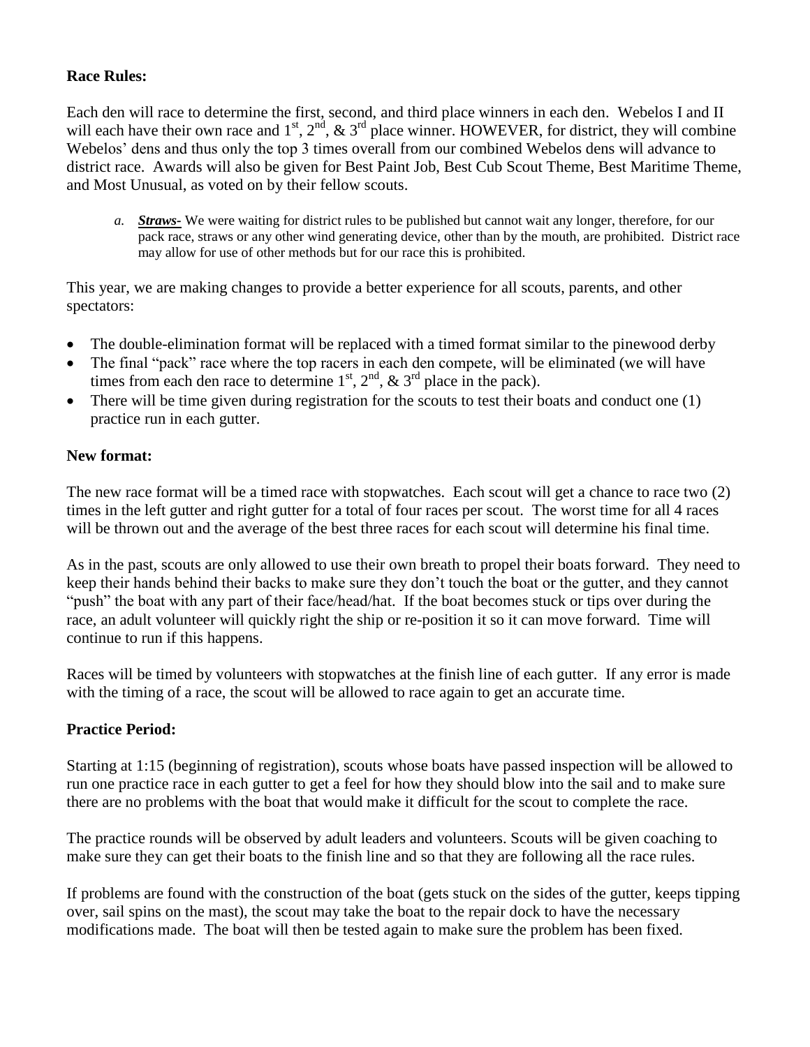**Race Rules:**

Each den will race to determine the first, second, and third place winners in each den. Webelos I and II will each have their own race and 1st, 2nd, & 3rd place winner. HOWEVER, for district, they will combine Webelos' dens and thus only the top 3 times overall from our combined Webelos dens will advance to district race. Awards will also be given for Best Paint Job, Best Cub Scout Theme, Best Maritime Theme, and Most Unusual, as voted on by their fellow scouts.

a. ***Straws-*** We were waiting for district rules to be published but cannot wait any longer, therefore, for our pack race, straws or any other wind generating device, other than by the mouth, are prohibited. District race may allow for use of other methods but for our race this is prohibited.

This year, we are making changes to provide a better experience for all scouts, parents, and other spectators:

- The double-elimination format will be replaced with a timed format similar to the pinewood derby
- The final "pack" race where the top racers in each den compete, will be eliminated (we will have times from each den race to determine 1st, 2nd, & 3rd place in the pack).
- There will be time given during registration for the scouts to test their boats and conduct one (1) practice run in each gutter.

**New format:**

The new race format will be a timed race with stopwatches. Each scout will get a chance to race two (2) times in the left gutter and right gutter for a total of four races per scout. The worst time for all 4 races will be thrown out and the average of the best three races for each scout will determine his final time.

As in the past, scouts are only allowed to use their own breath to propel their boats forward. They need to keep their hands behind their backs to make sure they don't touch the boat or the gutter, and they cannot "push" the boat with any part of their face/head/hat. If the boat becomes stuck or tips over during the race, an adult volunteer will quickly right the ship or re-position it so it can move forward. Time will continue to run if this happens.

Races will be timed by volunteers with stopwatches at the finish line of each gutter. If any error is made with the timing of a race, the scout will be allowed to race again to get an accurate time.

**Practice Period:**

Starting at 1:15 (beginning of registration), scouts whose boats have passed inspection will be allowed to run one practice race in each gutter to get a feel for how they should blow into the sail and to make sure there are no problems with the boat that would make it difficult for the scout to complete the race.

The practice rounds will be observed by adult leaders and volunteers. Scouts will be given coaching to make sure they can get their boats to the finish line and so that they are following all the race rules.

If problems are found with the construction of the boat (gets stuck on the sides of the gutter, keeps tipping over, sail spins on the mast), the scout may take the boat to the repair dock to have the necessary modifications made. The boat will then be tested again to make sure the problem has been fixed.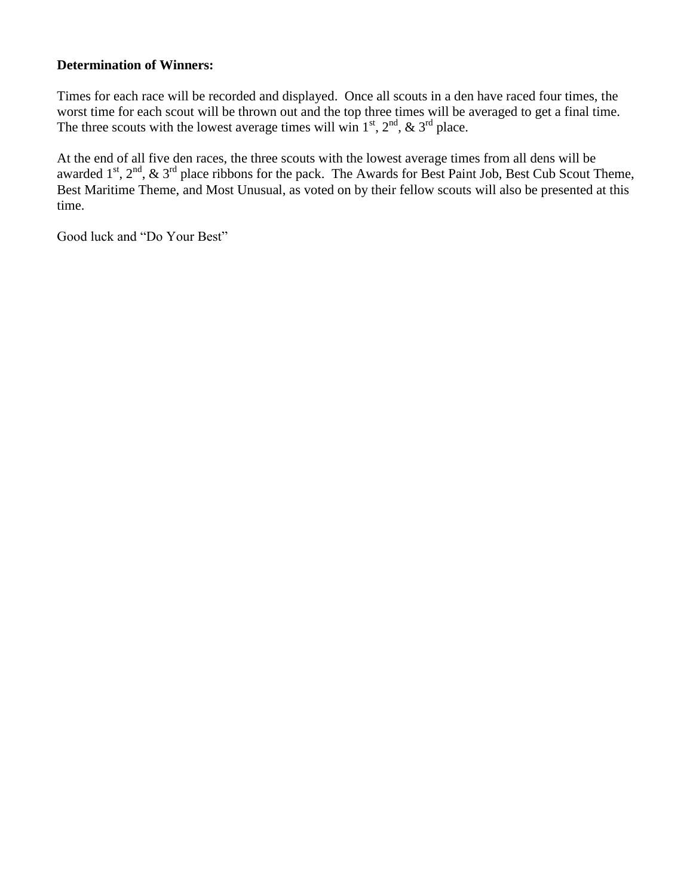**Determination of Winners:**

Times for each race will be recorded and displayed. Once all scouts in a den have raced four times, the worst time for each scout will be thrown out and the top three times will be averaged to get a final time. The three scouts with the lowest average times will win 1st, 2nd, & 3rd place.

At the end of all five den races, the three scouts with the lowest average times from all dens will be awarded 1st, 2nd, & 3rd place ribbons for the pack. The Awards for Best Paint Job, Best Cub Scout Theme, Best Maritime Theme, and Most Unusual, as voted on by their fellow scouts will also be presented at this time.

Good luck and "Do Your Best"